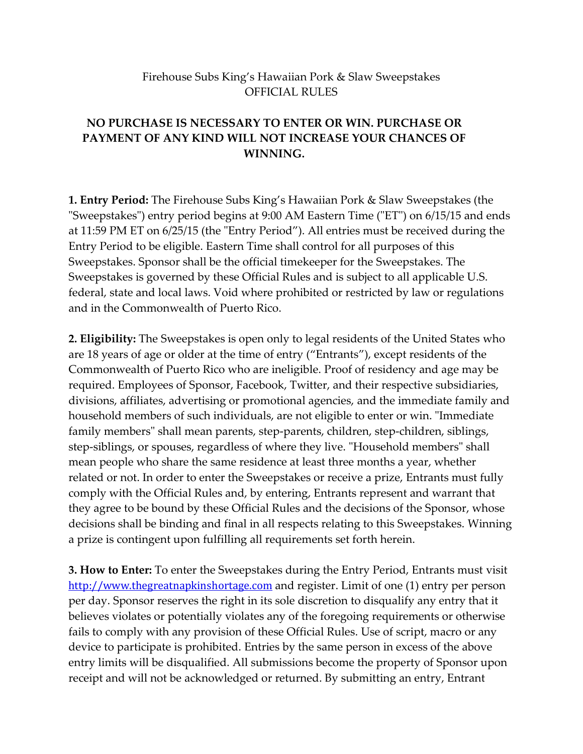Firehouse Subs King's Hawaiian Pork & Slaw Sweepstakes
OFFICIAL RULES

**NO PURCHASE IS NECESSARY TO ENTER OR WIN. PURCHASE OR PAYMENT OF ANY KIND WILL NOT INCREASE YOUR CHANCES OF WINNING.**

**1. Entry Period:** The Firehouse Subs King's Hawaiian Pork & Slaw Sweepstakes (the "Sweepstakes") entry period begins at 9:00 AM Eastern Time ("ET") on 6/15/15 and ends at 11:59 PM ET on 6/25/15 (the "Entry Period"). All entries must be received during the Entry Period to be eligible. Eastern Time shall control for all purposes of this Sweepstakes. Sponsor shall be the official timekeeper for the Sweepstakes. The Sweepstakes is governed by these Official Rules and is subject to all applicable U.S. federal, state and local laws. Void where prohibited or restricted by law or regulations and in the Commonwealth of Puerto Rico.

**2. Eligibility:** The Sweepstakes is open only to legal residents of the United States who are 18 years of age or older at the time of entry ("Entrants"), except residents of the Commonwealth of Puerto Rico who are ineligible. Proof of residency and age may be required. Employees of Sponsor, Facebook, Twitter, and their respective subsidiaries, divisions, affiliates, advertising or promotional agencies, and the immediate family and household members of such individuals, are not eligible to enter or win. "Immediate family members" shall mean parents, step-parents, children, step-children, siblings, step-siblings, or spouses, regardless of where they live. "Household members" shall mean people who share the same residence at least three months a year, whether related or not. In order to enter the Sweepstakes or receive a prize, Entrants must fully comply with the Official Rules and, by entering, Entrants represent and warrant that they agree to be bound by these Official Rules and the decisions of the Sponsor, whose decisions shall be binding and final in all respects relating to this Sweepstakes. Winning a prize is contingent upon fulfilling all requirements set forth herein.

**3. How to Enter:** To enter the Sweepstakes during the Entry Period, Entrants must visit http://www.thegreatnapkinshortage.com and register. Limit of one (1) entry per person per day. Sponsor reserves the right in its sole discretion to disqualify any entry that it believes violates or potentially violates any of the foregoing requirements or otherwise fails to comply with any provision of these Official Rules. Use of script, macro or any device to participate is prohibited. Entries by the same person in excess of the above entry limits will be disqualified. All submissions become the property of Sponsor upon receipt and will not be acknowledged or returned. By submitting an entry, Entrant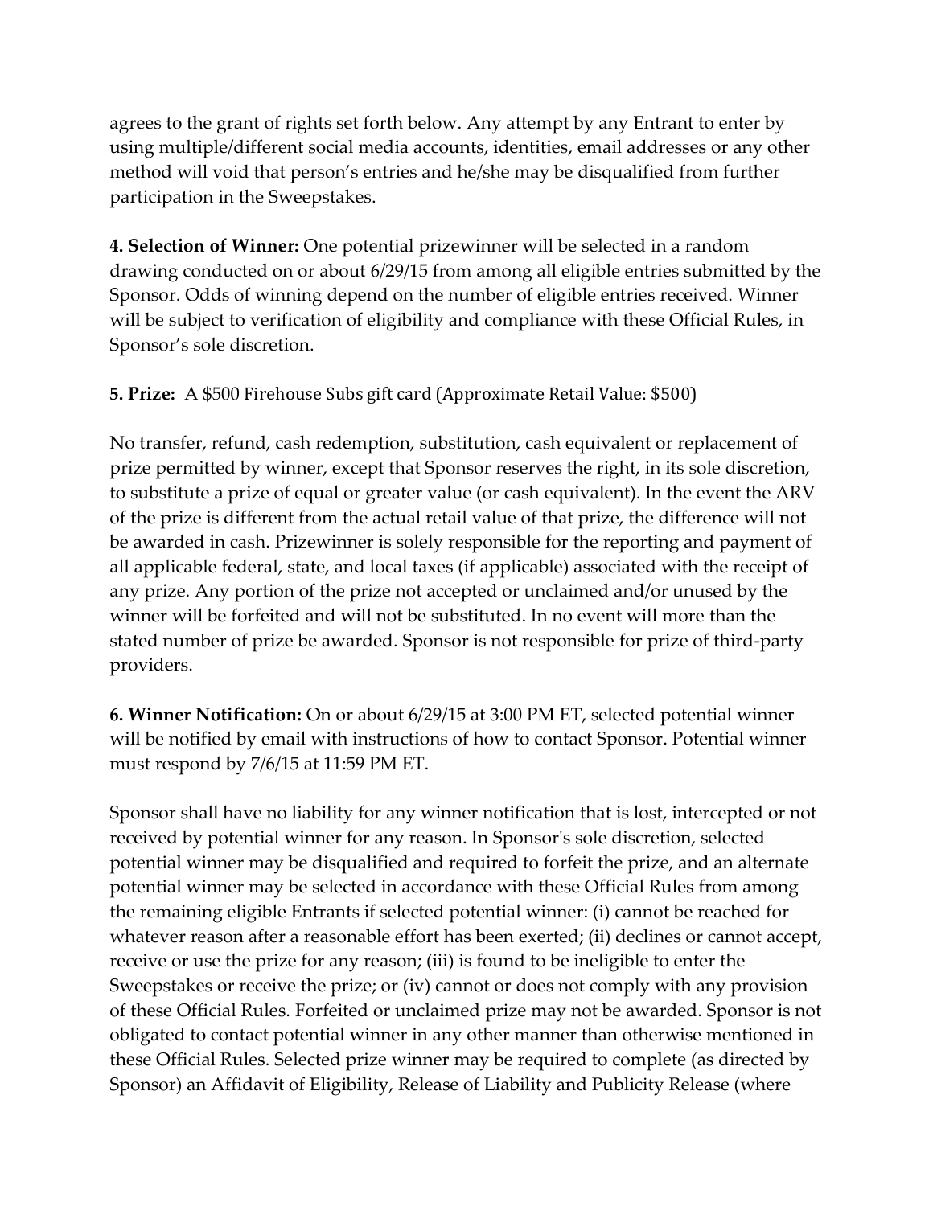agrees to the grant of rights set forth below. Any attempt by any Entrant to enter by using multiple/different social media accounts, identities, email addresses or any other method will void that person's entries and he/she may be disqualified from further participation in the Sweepstakes.

**4. Selection of Winner:** One potential prizewinner will be selected in a random drawing conducted on or about 6/29/15 from among all eligible entries submitted by the Sponsor. Odds of winning depend on the number of eligible entries received. Winner will be subject to verification of eligibility and compliance with these Official Rules, in Sponsor's sole discretion.

**5. Prize:** A $500 Firehouse Subs gift card (Approximate Retail Value: $500)

No transfer, refund, cash redemption, substitution, cash equivalent or replacement of prize permitted by winner, except that Sponsor reserves the right, in its sole discretion, to substitute a prize of equal or greater value (or cash equivalent). In the event the ARV of the prize is different from the actual retail value of that prize, the difference will not be awarded in cash. Prizewinner is solely responsible for the reporting and payment of all applicable federal, state, and local taxes (if applicable) associated with the receipt of any prize. Any portion of the prize not accepted or unclaimed and/or unused by the winner will be forfeited and will not be substituted. In no event will more than the stated number of prize be awarded. Sponsor is not responsible for prize of third-party providers.

**6. Winner Notification:** On or about 6/29/15 at 3:00 PM ET, selected potential winner will be notified by email with instructions of how to contact Sponsor. Potential winner must respond by 7/6/15 at 11:59 PM ET.

Sponsor shall have no liability for any winner notification that is lost, intercepted or not received by potential winner for any reason. In Sponsor's sole discretion, selected potential winner may be disqualified and required to forfeit the prize, and an alternate potential winner may be selected in accordance with these Official Rules from among the remaining eligible Entrants if selected potential winner: (i) cannot be reached for whatever reason after a reasonable effort has been exerted; (ii) declines or cannot accept, receive or use the prize for any reason; (iii) is found to be ineligible to enter the Sweepstakes or receive the prize; or (iv) cannot or does not comply with any provision of these Official Rules. Forfeited or unclaimed prize may not be awarded. Sponsor is not obligated to contact potential winner in any other manner than otherwise mentioned in these Official Rules. Selected prize winner may be required to complete (as directed by Sponsor) an Affidavit of Eligibility, Release of Liability and Publicity Release (where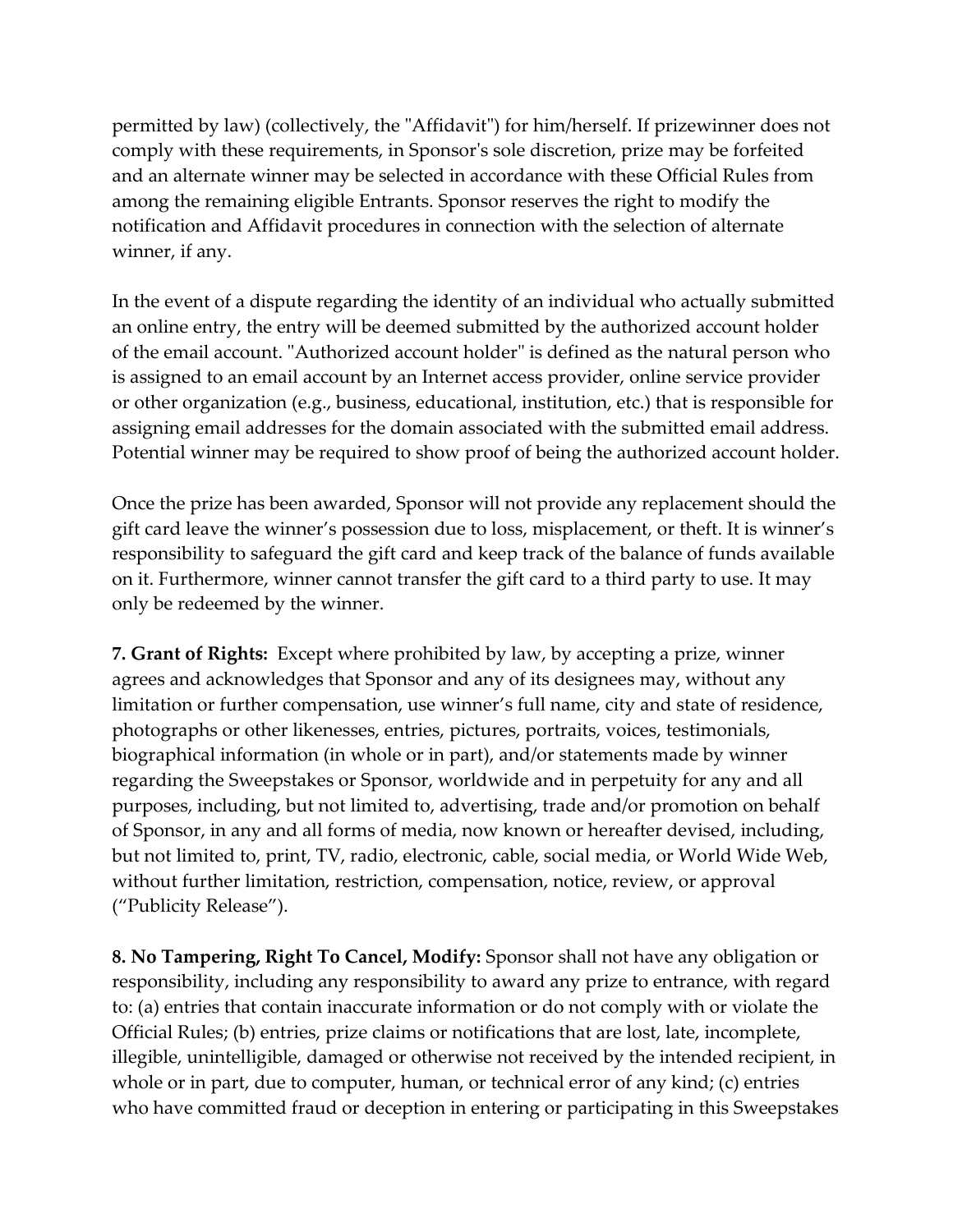permitted by law) (collectively, the "Affidavit") for him/herself. If prizewinner does not comply with these requirements, in Sponsor's sole discretion, prize may be forfeited and an alternate winner may be selected in accordance with these Official Rules from among the remaining eligible Entrants. Sponsor reserves the right to modify the notification and Affidavit procedures in connection with the selection of alternate winner, if any.

In the event of a dispute regarding the identity of an individual who actually submitted an online entry, the entry will be deemed submitted by the authorized account holder of the email account. "Authorized account holder" is defined as the natural person who is assigned to an email account by an Internet access provider, online service provider or other organization (e.g., business, educational, institution, etc.) that is responsible for assigning email addresses for the domain associated with the submitted email address. Potential winner may be required to show proof of being the authorized account holder.

Once the prize has been awarded, Sponsor will not provide any replacement should the gift card leave the winner's possession due to loss, misplacement, or theft. It is winner's responsibility to safeguard the gift card and keep track of the balance of funds available on it. Furthermore, winner cannot transfer the gift card to a third party to use. It may only be redeemed by the winner.

**7. Grant of Rights:** Except where prohibited by law, by accepting a prize, winner agrees and acknowledges that Sponsor and any of its designees may, without any limitation or further compensation, use winner's full name, city and state of residence, photographs or other likenesses, entries, pictures, portraits, voices, testimonials, biographical information (in whole or in part), and/or statements made by winner regarding the Sweepstakes or Sponsor, worldwide and in perpetuity for any and all purposes, including, but not limited to, advertising, trade and/or promotion on behalf of Sponsor, in any and all forms of media, now known or hereafter devised, including, but not limited to, print, TV, radio, electronic, cable, social media, or World Wide Web, without further limitation, restriction, compensation, notice, review, or approval ("Publicity Release").

**8. No Tampering, Right To Cancel, Modify:** Sponsor shall not have any obligation or responsibility, including any responsibility to award any prize to entrance, with regard to: (a) entries that contain inaccurate information or do not comply with or violate the Official Rules; (b) entries, prize claims or notifications that are lost, late, incomplete, illegible, unintelligible, damaged or otherwise not received by the intended recipient, in whole or in part, due to computer, human, or technical error of any kind; (c) entries who have committed fraud or deception in entering or participating in this Sweepstakes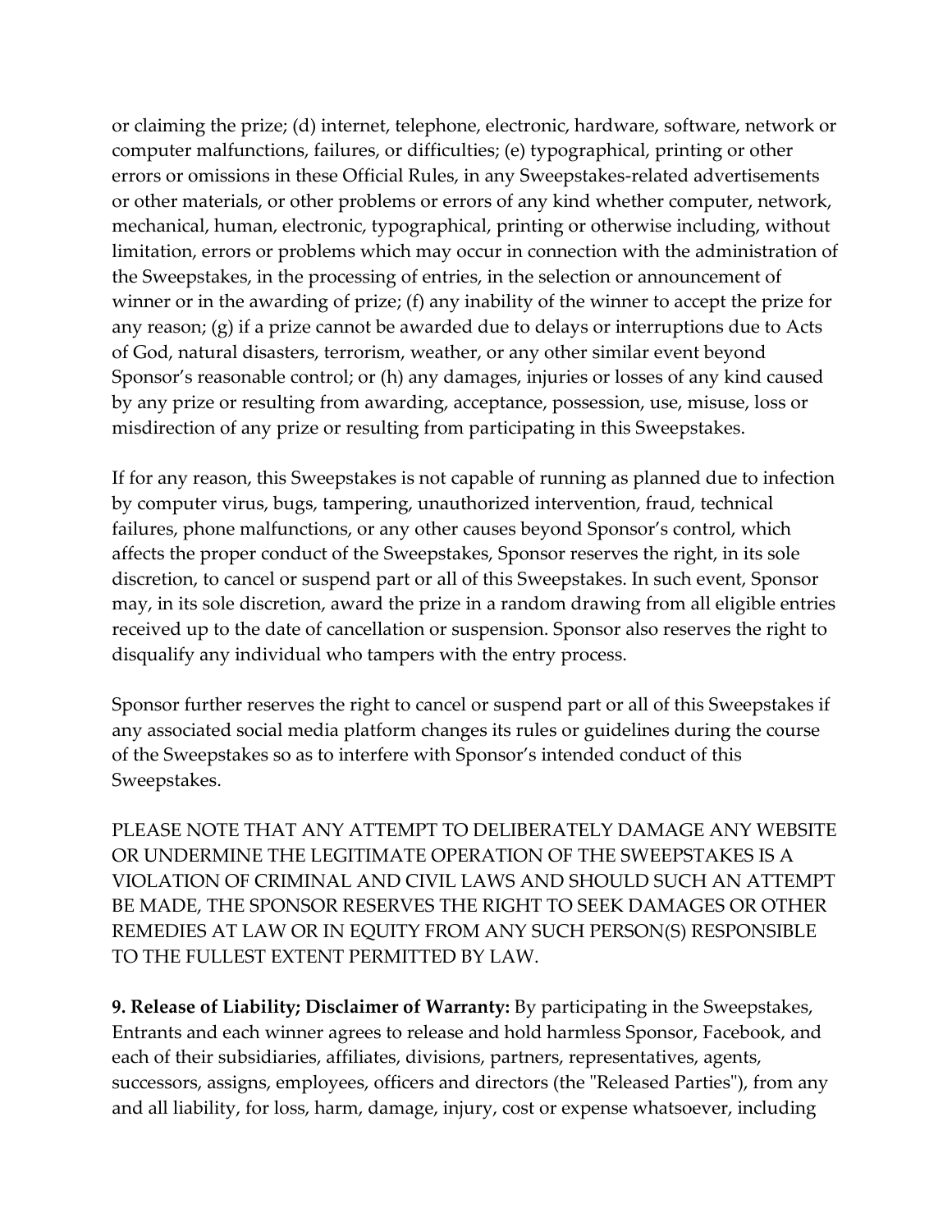or claiming the prize; (d) internet, telephone, electronic, hardware, software, network or computer malfunctions, failures, or difficulties; (e) typographical, printing or other errors or omissions in these Official Rules, in any Sweepstakes-related advertisements or other materials, or other problems or errors of any kind whether computer, network, mechanical, human, electronic, typographical, printing or otherwise including, without limitation, errors or problems which may occur in connection with the administration of the Sweepstakes, in the processing of entries, in the selection or announcement of winner or in the awarding of prize; (f) any inability of the winner to accept the prize for any reason; (g) if a prize cannot be awarded due to delays or interruptions due to Acts of God, natural disasters, terrorism, weather, or any other similar event beyond Sponsor's reasonable control; or (h) any damages, injuries or losses of any kind caused by any prize or resulting from awarding, acceptance, possession, use, misuse, loss or misdirection of any prize or resulting from participating in this Sweepstakes.

If for any reason, this Sweepstakes is not capable of running as planned due to infection by computer virus, bugs, tampering, unauthorized intervention, fraud, technical failures, phone malfunctions, or any other causes beyond Sponsor's control, which affects the proper conduct of the Sweepstakes, Sponsor reserves the right, in its sole discretion, to cancel or suspend part or all of this Sweepstakes. In such event, Sponsor may, in its sole discretion, award the prize in a random drawing from all eligible entries received up to the date of cancellation or suspension. Sponsor also reserves the right to disqualify any individual who tampers with the entry process.

Sponsor further reserves the right to cancel or suspend part or all of this Sweepstakes if any associated social media platform changes its rules or guidelines during the course of the Sweepstakes so as to interfere with Sponsor's intended conduct of this Sweepstakes.

PLEASE NOTE THAT ANY ATTEMPT TO DELIBERATELY DAMAGE ANY WEBSITE OR UNDERMINE THE LEGITIMATE OPERATION OF THE SWEEPSTAKES IS A VIOLATION OF CRIMINAL AND CIVIL LAWS AND SHOULD SUCH AN ATTEMPT BE MADE, THE SPONSOR RESERVES THE RIGHT TO SEEK DAMAGES OR OTHER REMEDIES AT LAW OR IN EQUITY FROM ANY SUCH PERSON(S) RESPONSIBLE TO THE FULLEST EXTENT PERMITTED BY LAW.

**9. Release of Liability; Disclaimer of Warranty:** By participating in the Sweepstakes, Entrants and each winner agrees to release and hold harmless Sponsor, Facebook, and each of their subsidiaries, affiliates, divisions, partners, representatives, agents, successors, assigns, employees, officers and directors (the "Released Parties"), from any and all liability, for loss, harm, damage, injury, cost or expense whatsoever, including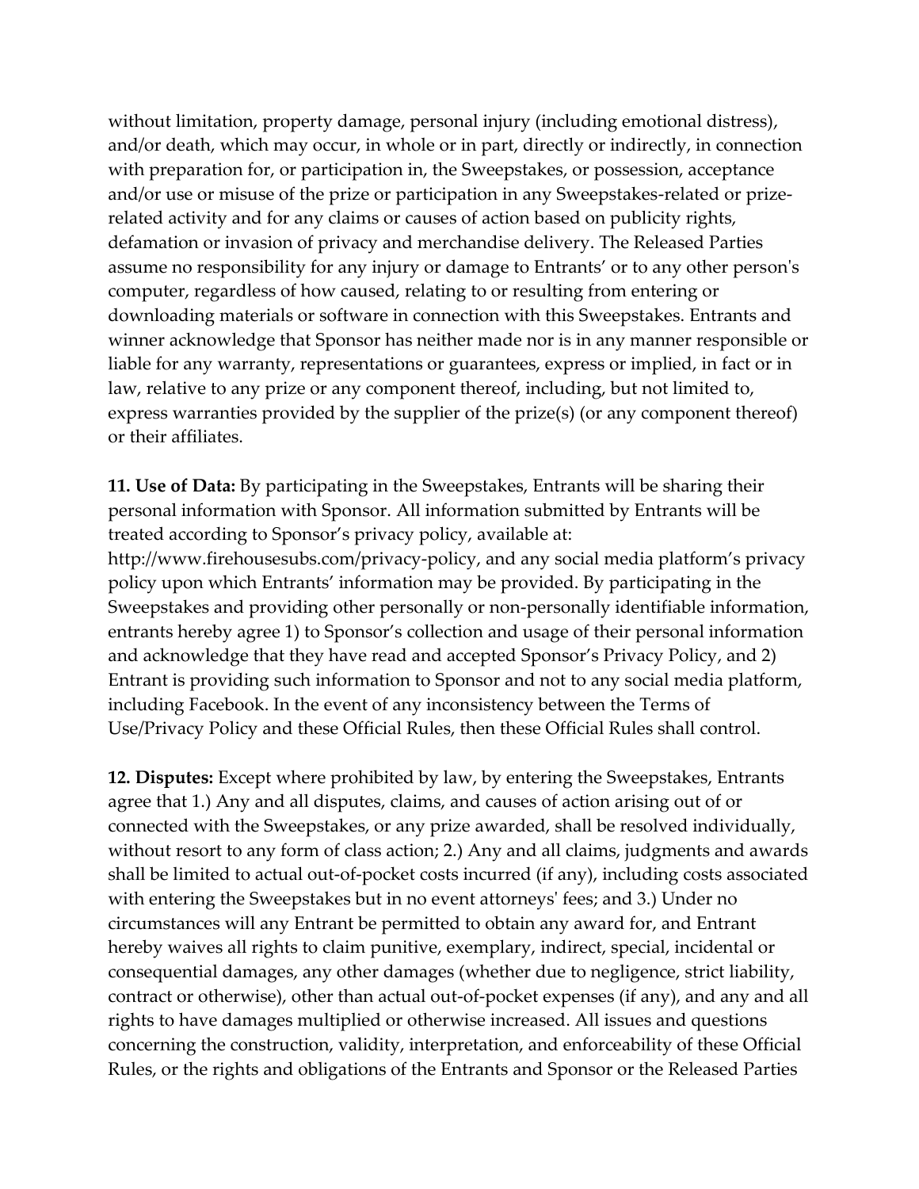without limitation, property damage, personal injury (including emotional distress), and/or death, which may occur, in whole or in part, directly or indirectly, in connection with preparation for, or participation in, the Sweepstakes, or possession, acceptance and/or use or misuse of the prize or participation in any Sweepstakes-related or prize-related activity and for any claims or causes of action based on publicity rights, defamation or invasion of privacy and merchandise delivery. The Released Parties assume no responsibility for any injury or damage to Entrants' or to any other person's computer, regardless of how caused, relating to or resulting from entering or downloading materials or software in connection with this Sweepstakes. Entrants and winner acknowledge that Sponsor has neither made nor is in any manner responsible or liable for any warranty, representations or guarantees, express or implied, in fact or in law, relative to any prize or any component thereof, including, but not limited to, express warranties provided by the supplier of the prize(s) (or any component thereof) or their affiliates.

**11. Use of Data:** By participating in the Sweepstakes, Entrants will be sharing their personal information with Sponsor. All information submitted by Entrants will be treated according to Sponsor's privacy policy, available at: http://www.firehousesubs.com/privacy-policy, and any social media platform's privacy policy upon which Entrants' information may be provided. By participating in the Sweepstakes and providing other personally or non-personally identifiable information, entrants hereby agree 1) to Sponsor's collection and usage of their personal information and acknowledge that they have read and accepted Sponsor's Privacy Policy, and 2) Entrant is providing such information to Sponsor and not to any social media platform, including Facebook. In the event of any inconsistency between the Terms of Use/Privacy Policy and these Official Rules, then these Official Rules shall control.

**12. Disputes:** Except where prohibited by law, by entering the Sweepstakes, Entrants agree that 1.) Any and all disputes, claims, and causes of action arising out of or connected with the Sweepstakes, or any prize awarded, shall be resolved individually, without resort to any form of class action; 2.) Any and all claims, judgments and awards shall be limited to actual out-of-pocket costs incurred (if any), including costs associated with entering the Sweepstakes but in no event attorneys' fees; and 3.) Under no circumstances will any Entrant be permitted to obtain any award for, and Entrant hereby waives all rights to claim punitive, exemplary, indirect, special, incidental or consequential damages, any other damages (whether due to negligence, strict liability, contract or otherwise), other than actual out-of-pocket expenses (if any), and any and all rights to have damages multiplied or otherwise increased. All issues and questions concerning the construction, validity, interpretation, and enforceability of these Official Rules, or the rights and obligations of the Entrants and Sponsor or the Released Parties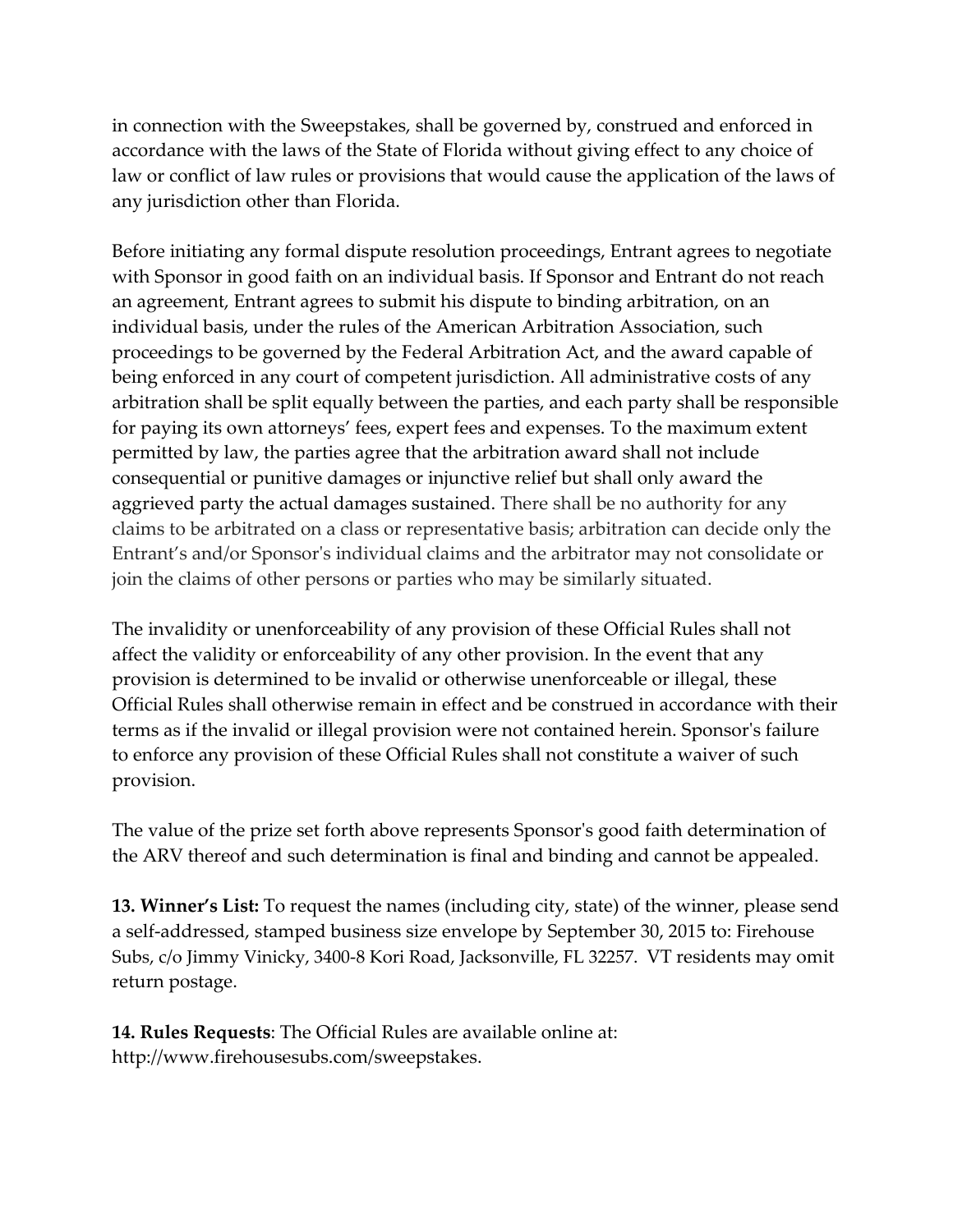in connection with the Sweepstakes, shall be governed by, construed and enforced in accordance with the laws of the State of Florida without giving effect to any choice of law or conflict of law rules or provisions that would cause the application of the laws of any jurisdiction other than Florida.

Before initiating any formal dispute resolution proceedings, Entrant agrees to negotiate with Sponsor in good faith on an individual basis. If Sponsor and Entrant do not reach an agreement, Entrant agrees to submit his dispute to binding arbitration, on an individual basis, under the rules of the American Arbitration Association, such proceedings to be governed by the Federal Arbitration Act, and the award capable of being enforced in any court of competent jurisdiction. All administrative costs of any arbitration shall be split equally between the parties, and each party shall be responsible for paying its own attorneys' fees, expert fees and expenses. To the maximum extent permitted by law, the parties agree that the arbitration award shall not include consequential or punitive damages or injunctive relief but shall only award the aggrieved party the actual damages sustained. There shall be no authority for any claims to be arbitrated on a class or representative basis; arbitration can decide only the Entrant's and/or Sponsor's individual claims and the arbitrator may not consolidate or join the claims of other persons or parties who may be similarly situated.

The invalidity or unenforceability of any provision of these Official Rules shall not affect the validity or enforceability of any other provision. In the event that any provision is determined to be invalid or otherwise unenforceable or illegal, these Official Rules shall otherwise remain in effect and be construed in accordance with their terms as if the invalid or illegal provision were not contained herein. Sponsor's failure to enforce any provision of these Official Rules shall not constitute a waiver of such provision.

The value of the prize set forth above represents Sponsor's good faith determination of the ARV thereof and such determination is final and binding and cannot be appealed.

**13. Winner's List:** To request the names (including city, state) of the winner, please send a self-addressed, stamped business size envelope by September 30, 2015 to: Firehouse Subs, c/o Jimmy Vinicky, 3400-8 Kori Road, Jacksonville, FL 32257. VT residents may omit return postage.

**14. Rules Requests**: The Official Rules are available online at: http://www.firehousesubs.com/sweepstakes.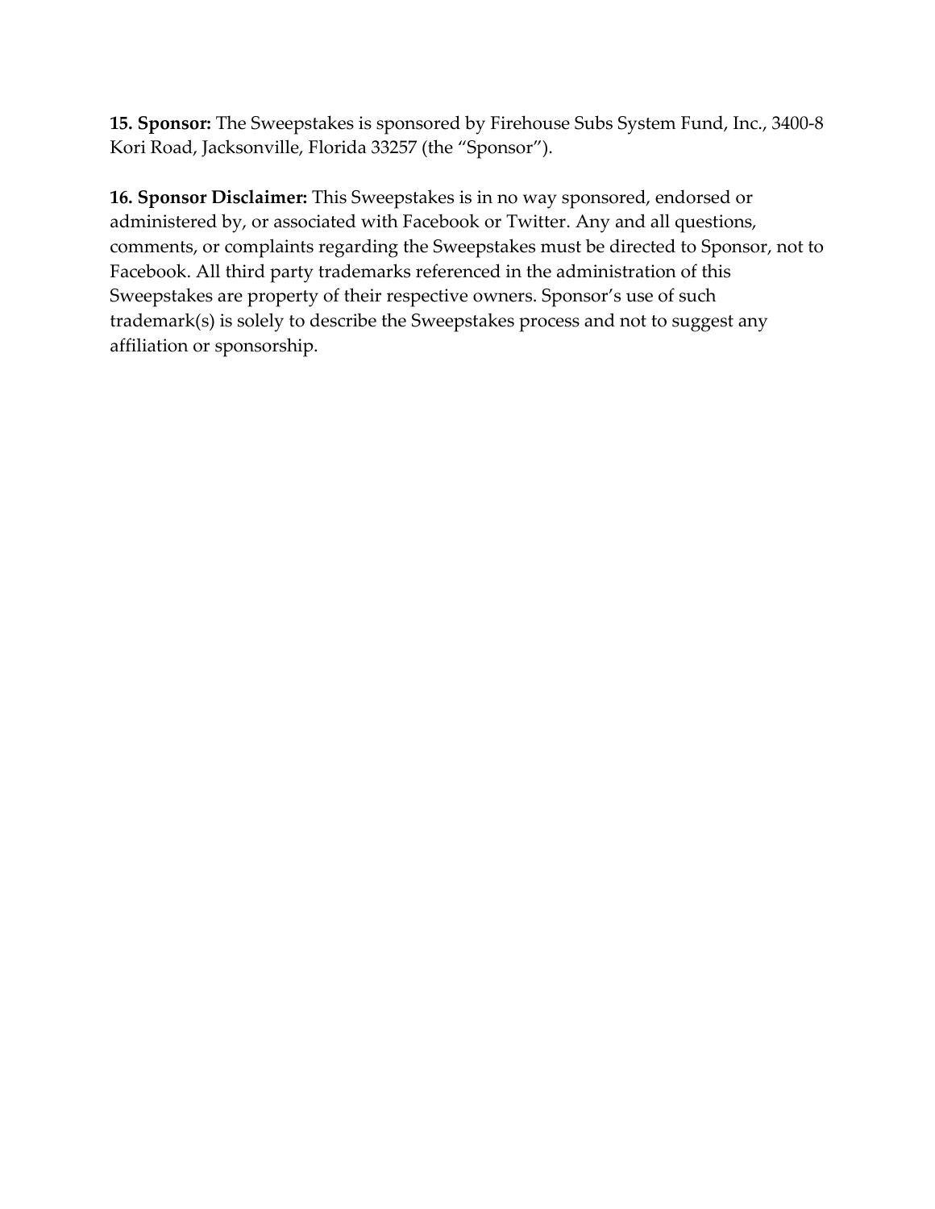**15. Sponsor:** The Sweepstakes is sponsored by Firehouse Subs System Fund, Inc., 3400-8 Kori Road, Jacksonville, Florida 33257 (the "Sponsor").

**16. Sponsor Disclaimer:** This Sweepstakes is in no way sponsored, endorsed or administered by, or associated with Facebook or Twitter. Any and all questions, comments, or complaints regarding the Sweepstakes must be directed to Sponsor, not to Facebook. All third party trademarks referenced in the administration of this Sweepstakes are property of their respective owners. Sponsor's use of such trademark(s) is solely to describe the Sweepstakes process and not to suggest any affiliation or sponsorship.